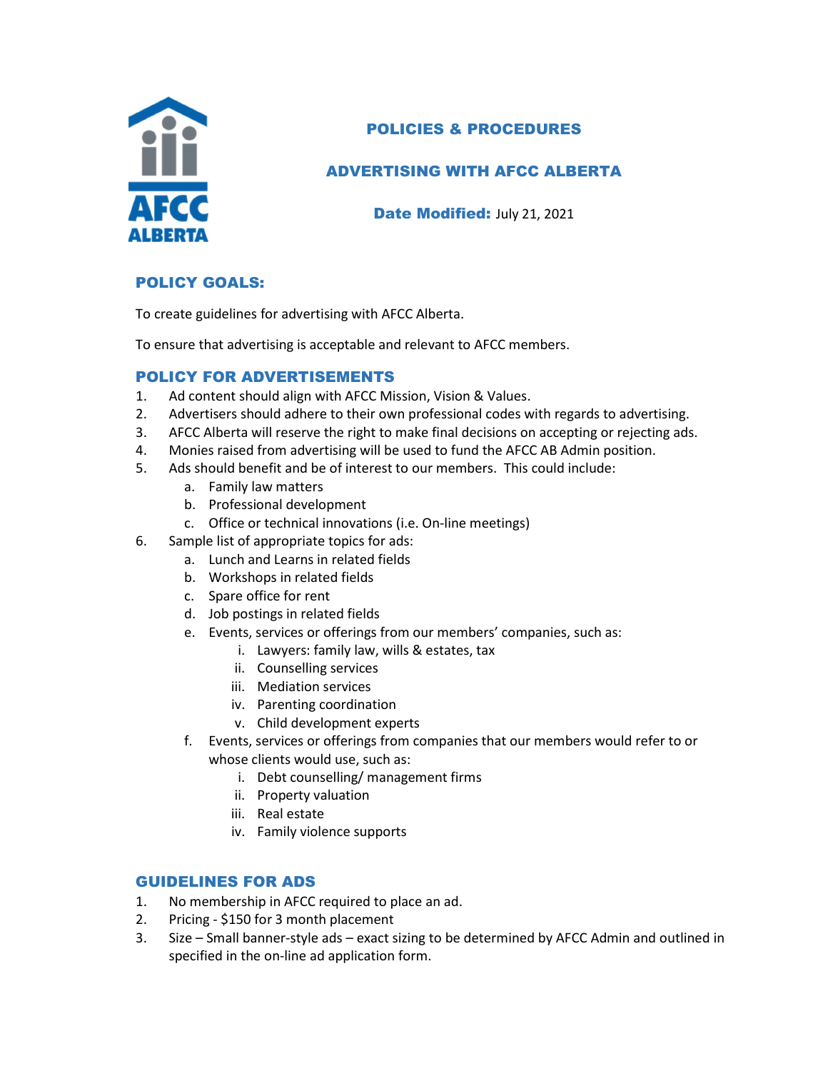AFCC ALBERTA

# POLICIES & PROCEDURES

## ADVERTISING WITH AFCC ALBERTA

**Date Modified:** July 21, 2021

## POLICY GOALS:

To create guidelines for advertising with AFCC Alberta.

To ensure that advertising is acceptable and relevant to AFCC members.

## POLICY FOR ADVERTISEMENTS

1. Ad content should align with AFCC Mission, Vision & Values.
2. Advertisers should adhere to their own professional codes with regards to advertising.
3. AFCC Alberta will reserve the right to make final decisions on accepting or rejecting ads.
4. Monies raised from advertising will be used to fund the AFCC AB Admin position.
5. Ads should benefit and be of interest to our members. This could include:
   a. Family law matters
   b. Professional development
   c. Office or technical innovations (i.e. On-line meetings)
6. Sample list of appropriate topics for ads:
   a. Lunch and Learns in related fields
   b. Workshops in related fields
   c. Spare office for rent
   d. Job postings in related fields
   e. Events, services or offerings from our members' companies, such as:
      i. Lawyers: family law, wills & estates, tax
      ii. Counselling services
      iii. Mediation services
      iv. Parenting coordination
      v. Child development experts
   f. Events, services or offerings from companies that our members would refer to or whose clients would use, such as:
      i. Debt counselling/ management firms
      ii. Property valuation
      iii. Real estate
      iv. Family violence supports

## GUIDELINES FOR ADS

1. No membership in AFCC required to place an ad.
2. Pricing - $150 for 3 month placement
3. Size – Small banner-style ads – exact sizing to be determined by AFCC Admin and outlined in specified in the on-line ad application form.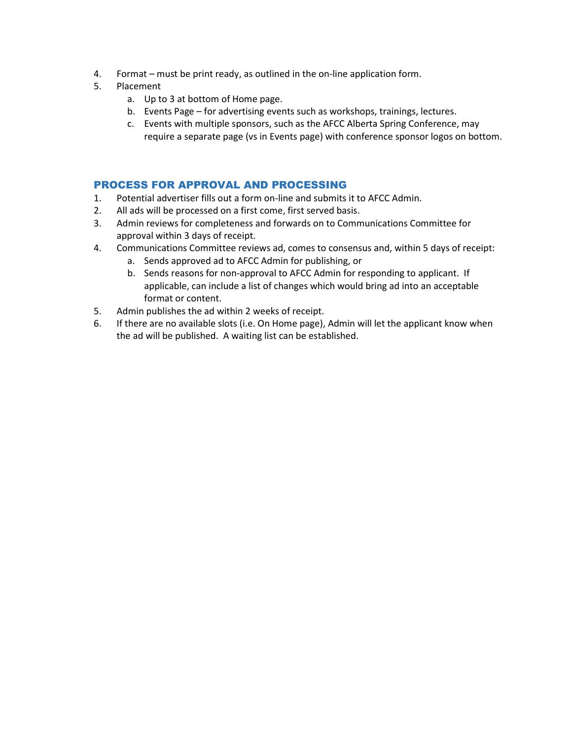4. Format – must be print ready, as outlined in the on-line application form.
5. Placement
   a. Up to 3 at bottom of Home page.
   b. Events Page – for advertising events such as workshops, trainings, lectures.
   c. Events with multiple sponsors, such as the AFCC Alberta Spring Conference, may require a separate page (vs in Events page) with conference sponsor logos on bottom.

## PROCESS FOR APPROVAL AND PROCESSING

1. Potential advertiser fills out a form on-line and submits it to AFCC Admin.
2. All ads will be processed on a first come, first served basis.
3. Admin reviews for completeness and forwards on to Communications Committee for approval within 3 days of receipt.
4. Communications Committee reviews ad, comes to consensus and, within 5 days of receipt:
   a. Sends approved ad to AFCC Admin for publishing, or
   b. Sends reasons for non-approval to AFCC Admin for responding to applicant. If applicable, can include a list of changes which would bring ad into an acceptable format or content.
5. Admin publishes the ad within 2 weeks of receipt.
6. If there are no available slots (i.e. On Home page), Admin will let the applicant know when the ad will be published. A waiting list can be established.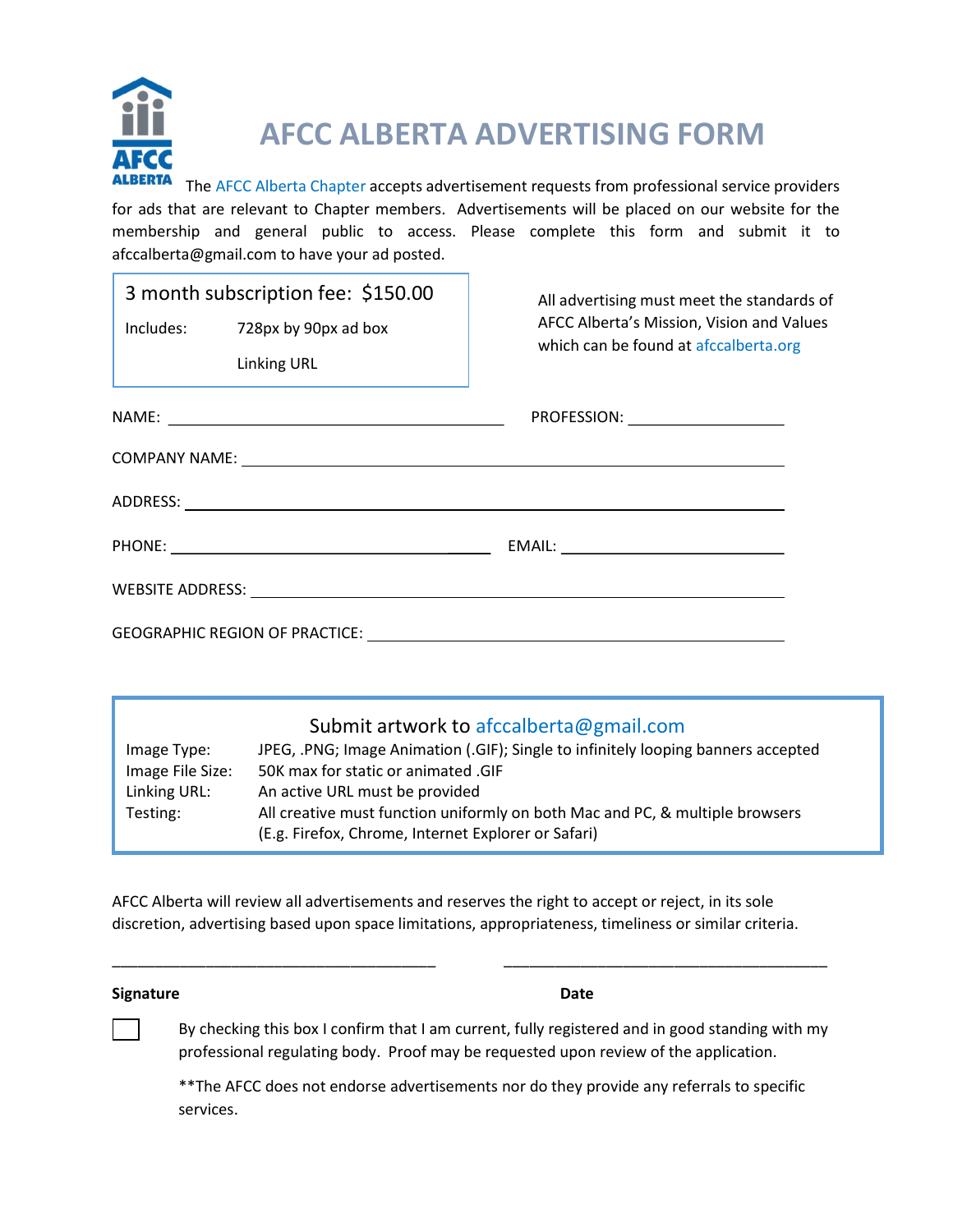# AFCC ALBERTA ADVERTISING FORM

The AFCC Alberta Chapter accepts advertisement requests from professional service providers for ads that are relevant to Chapter members. Advertisements will be placed on our website for the membership and general public to access. Please complete this form and submit it to afccalberta@gmail.com to have your ad posted.

3 month subscription fee: $150.00

Includes: 728px by 90px ad box

Linking URL

All advertising must meet the standards of AFCC Alberta's Mission, Vision and Values which can be found at afccalberta.org

NAME: ________________________________________ PROFESSION: __________________

COMPANY NAME: ______________________________________________________________

ADDRESS: ___________________________________________________________________

PHONE: ______________________________________ EMAIL: __________________________

WEBSITE ADDRESS: ____________________________________________________________

GEOGRAPHIC REGION OF PRACTICE: ______________________________________________

## Submit artwork to afccalberta@gmail.com

| | |
|---|---|
| Image Type: | JPEG, .PNG; Image Animation (.GIF); Single to infinitely looping banners accepted |
| Image File Size: | 50K max for static or animated .GIF |
| Linking URL: | An active URL must be provided |
| Testing: | All creative must function uniformly on both Mac and PC, & multiple browsers (E.g. Firefox, Chrome, Internet Explorer or Safari) |

AFCC Alberta will review all advertisements and reserves the right to accept or reject, in its sole discretion, advertising based upon space limitations, appropriateness, timeliness or similar criteria.

_______________________________________ _______________________________________

**Signature** **Date**

☐ By checking this box I confirm that I am current, fully registered and in good standing with my professional regulating body. Proof may be requested upon review of the application.

**The AFCC does not endorse advertisements nor do they provide any referrals to specific services.